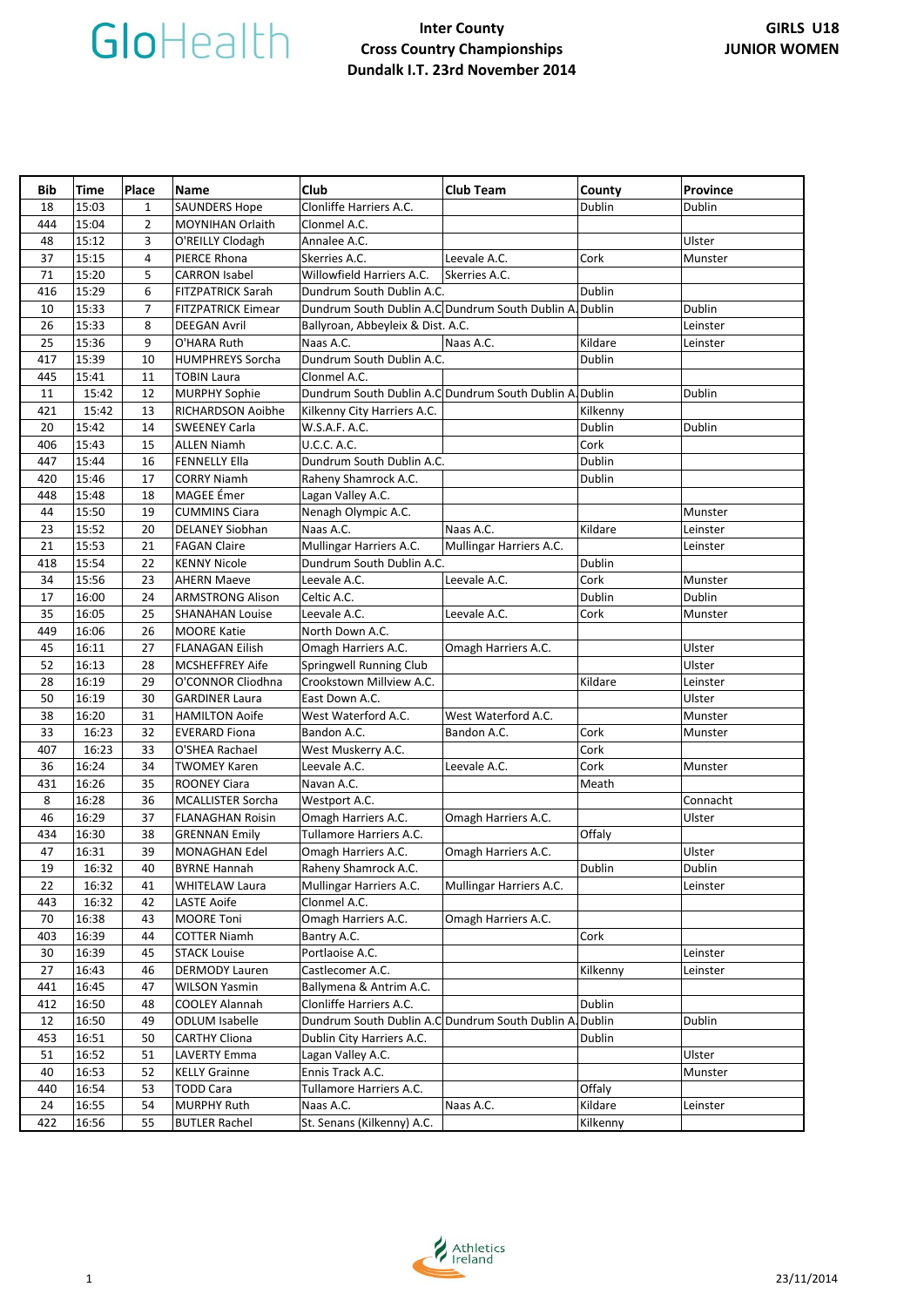GloHealth

# Inter County Cross Country Championships Dundalk I.T. 23rd November 2014

**GIRLS U18 JUNIOR WOMEN**

| Bib | Time | Place | Name | Club | Club Team | County | Province |
|---|---|---|---|---|---|---|---|
| 18 | 15:03 | 1 | SAUNDERS Hope | Clonliffe Harriers A.C. | | Dublin | Dublin |
| 444 | 15:04 | 2 | MOYNIHAN Orlaith | Clonmel A.C. | | | |
| 48 | 15:12 | 3 | O'REILLY Clodagh | Annalee A.C. | | | Ulster |
| 37 | 15:15 | 4 | PIERCE Rhona | Skerries A.C. | Leevale A.C. | Cork | Munster |
| 71 | 15:20 | 5 | CARRON Isabel | Willowfield Harriers A.C. | Skerries A.C. | | |
| 416 | 15:29 | 6 | FITZPATRICK Sarah | Dundrum South Dublin A.C. | | Dublin | |
| 10 | 15:33 | 7 | FITZPATRICK Eimear | Dundrum South Dublin A.C | Dundrum South Dublin A. | Dublin | Dublin |
| 26 | 15:33 | 8 | DEEGAN Avril | Ballyroan, Abbeyleix & Dist. A.C. | | | Leinster |
| 25 | 15:36 | 9 | O'HARA Ruth | Naas A.C. | Naas A.C. | Kildare | Leinster |
| 417 | 15:39 | 10 | HUMPHREYS Sorcha | Dundrum South Dublin A.C. | | Dublin | |
| 445 | 15:41 | 11 | TOBIN Laura | Clonmel A.C. | | | |
| 11 | 15:42 | 12 | MURPHY Sophie | Dundrum South Dublin A.C | Dundrum South Dublin A. | Dublin | Dublin |
| 421 | 15:42 | 13 | RICHARDSON Aoibhe | Kilkenny City Harriers A.C. | | Kilkenny | |
| 20 | 15:42 | 14 | SWEENEY Carla | W.S.A.F. A.C. | | Dublin | Dublin |
| 406 | 15:43 | 15 | ALLEN Niamh | U.C.C. A.C. | | Cork | |
| 447 | 15:44 | 16 | FENNELLY Ella | Dundrum South Dublin A.C. | | Dublin | |
| 420 | 15:46 | 17 | CORRY Niamh | Raheny Shamrock A.C. | | Dublin | |
| 448 | 15:48 | 18 | MAGEE Émer | Lagan Valley A.C. | | | |
| 44 | 15:50 | 19 | CUMMINS Ciara | Nenagh Olympic A.C. | | | Munster |
| 23 | 15:52 | 20 | DELANEY Siobhan | Naas A.C. | Naas A.C. | Kildare | Leinster |
| 21 | 15:53 | 21 | FAGAN Claire | Mullingar Harriers A.C. | Mullingar Harriers A.C. | | Leinster |
| 418 | 15:54 | 22 | KENNY Nicole | Dundrum South Dublin A.C. | | Dublin | |
| 34 | 15:56 | 23 | AHERN Maeve | Leevale A.C. | Leevale A.C. | Cork | Munster |
| 17 | 16:00 | 24 | ARMSTRONG Alison | Celtic A.C. | | Dublin | Dublin |
| 35 | 16:05 | 25 | SHANAHAN Louise | Leevale A.C. | Leevale A.C. | Cork | Munster |
| 449 | 16:06 | 26 | MOORE Katie | North Down A.C. | | | |
| 45 | 16:11 | 27 | FLANAGAN Eilish | Omagh Harriers A.C. | Omagh Harriers A.C. | | Ulster |
| 52 | 16:13 | 28 | MCSHEFFREY Aife | Springwell Running Club | | | Ulster |
| 28 | 16:19 | 29 | O'CONNOR Cliodhna | Crookstown Millview A.C. | | Kildare | Leinster |
| 50 | 16:19 | 30 | GARDINER Laura | East Down A.C. | | | Ulster |
| 38 | 16:20 | 31 | HAMILTON Aoife | West Waterford A.C. | West Waterford A.C. | | Munster |
| 33 | 16:23 | 32 | EVERARD Fiona | Bandon A.C. | Bandon A.C. | Cork | Munster |
| 407 | 16:23 | 33 | O'SHEA Rachael | West Muskerry A.C. | | Cork | |
| 36 | 16:24 | 34 | TWOMEY Karen | Leevale A.C. | Leevale A.C. | Cork | Munster |
| 431 | 16:26 | 35 | ROONEY Ciara | Navan A.C. | | Meath | |
| 8 | 16:28 | 36 | MCALLISTER Sorcha | Westport A.C. | | | Connacht |
| 46 | 16:29 | 37 | FLANAGHAN Roisin | Omagh Harriers A.C. | Omagh Harriers A.C. | | Ulster |
| 434 | 16:30 | 38 | GRENNAN Emily | Tullamore Harriers A.C. | | Offaly | |
| 47 | 16:31 | 39 | MONAGHAN Edel | Omagh Harriers A.C. | Omagh Harriers A.C. | | Ulster |
| 19 | 16:32 | 40 | BYRNE Hannah | Raheny Shamrock A.C. | | Dublin | Dublin |
| 22 | 16:32 | 41 | WHITELAW Laura | Mullingar Harriers A.C. | Mullingar Harriers A.C. | | Leinster |
| 443 | 16:32 | 42 | LASTE Aoife | Clonmel A.C. | | | |
| 70 | 16:38 | 43 | MOORE Toni | Omagh Harriers A.C. | Omagh Harriers A.C. | | |
| 403 | 16:39 | 44 | COTTER Niamh | Bantry A.C. | | Cork | |
| 30 | 16:39 | 45 | STACK Louise | Portlaoise A.C. | | | Leinster |
| 27 | 16:43 | 46 | DERMODY Lauren | Castlecomer A.C. | | Kilkenny | Leinster |
| 441 | 16:45 | 47 | WILSON Yasmin | Ballymena & Antrim A.C. | | | |
| 412 | 16:50 | 48 | COOLEY Alannah | Clonliffe Harriers A.C. | | Dublin | |
| 12 | 16:50 | 49 | ODLUM Isabelle | Dundrum South Dublin A.C | Dundrum South Dublin A. | Dublin | Dublin |
| 453 | 16:51 | 50 | CARTHY Cliona | Dublin City Harriers A.C. | | Dublin | |
| 51 | 16:52 | 51 | LAVERTY Emma | Lagan Valley A.C. | | | Ulster |
| 40 | 16:53 | 52 | KELLY Grainne | Ennis Track A.C. | | | Munster |
| 440 | 16:54 | 53 | TODD Cara | Tullamore Harriers A.C. | | Offaly | |
| 24 | 16:55 | 54 | MURPHY Ruth | Naas A.C. | Naas A.C. | Kildare | Leinster |
| 422 | 16:56 | 55 | BUTLER Rachel | St. Senans (Kilkenny) A.C. | | Kilkenny | |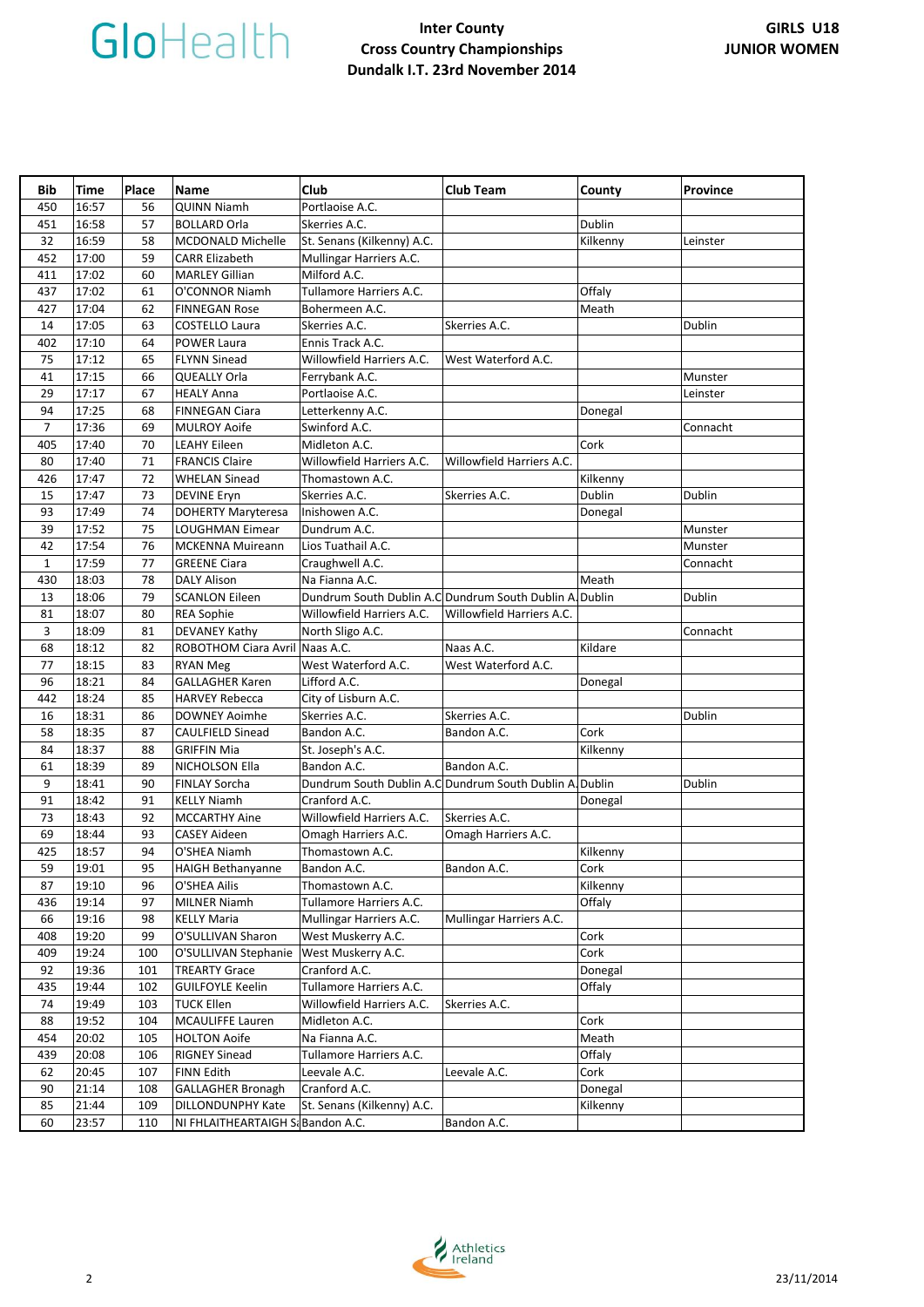# Inter County Cross Country Championships

## Dundalk I.T. 23rd November 2014

**GIRLS U18 JUNIOR WOMEN**

| Bib | Time | Place | Name | Club | Club Team | County | Province |
|---|---|---|---|---|---|---|---|
| 450 | 16:57 | 56 | QUINN Niamh | Portlaoise A.C. | | | |
| 451 | 16:58 | 57 | BOLLARD Orla | Skerries A.C. | | Dublin | |
| 32 | 16:59 | 58 | MCDONALD Michelle | St. Senans (Kilkenny) A.C. | | Kilkenny | Leinster |
| 452 | 17:00 | 59 | CARR Elizabeth | Mullingar Harriers A.C. | | | |
| 411 | 17:02 | 60 | MARLEY Gillian | Milford A.C. | | | |
| 437 | 17:02 | 61 | O'CONNOR Niamh | Tullamore Harriers A.C. | | Offaly | |
| 427 | 17:04 | 62 | FINNEGAN Rose | Bohermeen A.C. | | Meath | |
| 14 | 17:05 | 63 | COSTELLO Laura | Skerries A.C. | Skerries A.C. | | Dublin |
| 402 | 17:10 | 64 | POWER Laura | Ennis Track A.C. | | | |
| 75 | 17:12 | 65 | FLYNN Sinead | Willowfield Harriers A.C. | West Waterford A.C. | | |
| 41 | 17:15 | 66 | QUEALLY Orla | Ferrybank A.C. | | | Munster |
| 29 | 17:17 | 67 | HEALY Anna | Portlaoise A.C. | | | Leinster |
| 94 | 17:25 | 68 | FINNEGAN Ciara | Letterkenny A.C. | | Donegal | |
| 7 | 17:36 | 69 | MULROY Aoife | Swinford A.C. | | | Connacht |
| 405 | 17:40 | 70 | LEAHY Eileen | Midleton A.C. | | Cork | |
| 80 | 17:40 | 71 | FRANCIS Claire | Willowfield Harriers A.C. | Willowfield Harriers A.C. | | |
| 426 | 17:47 | 72 | WHELAN Sinead | Thomastown A.C. | | Kilkenny | |
| 15 | 17:47 | 73 | DEVINE Eryn | Skerries A.C. | Skerries A.C. | Dublin | Dublin |
| 93 | 17:49 | 74 | DOHERTY Maryteresa | Inishowen A.C. | | Donegal | |
| 39 | 17:52 | 75 | LOUGHMAN Eimear | Dundrum A.C. | | | Munster |
| 42 | 17:54 | 76 | MCKENNA Muireann | Lios Tuathail A.C. | | | Munster |
| 1 | 17:59 | 77 | GREENE Ciara | Craughwell A.C. | | | Connacht |
| 430 | 18:03 | 78 | DALY Alison | Na Fianna A.C. | | Meath | |
| 13 | 18:06 | 79 | SCANLON Eileen | Dundrum South Dublin A.C | Dundrum South Dublin A. | Dublin | Dublin |
| 81 | 18:07 | 80 | REA Sophie | Willowfield Harriers A.C. | Willowfield Harriers A.C. | | |
| 3 | 18:09 | 81 | DEVANEY Kathy | North Sligo A.C. | | | Connacht |
| 68 | 18:12 | 82 | ROBOTHOM Ciara Avril | Naas A.C. | Naas A.C. | Kildare | |
| 77 | 18:15 | 83 | RYAN Meg | West Waterford A.C. | West Waterford A.C. | | |
| 96 | 18:21 | 84 | GALLAGHER Karen | Lifford A.C. | | Donegal | |
| 442 | 18:24 | 85 | HARVEY Rebecca | City of Lisburn A.C. | | | |
| 16 | 18:31 | 86 | DOWNEY Aoimhe | Skerries A.C. | Skerries A.C. | | Dublin |
| 58 | 18:35 | 87 | CAULFIELD Sinead | Bandon A.C. | Bandon A.C. | Cork | |
| 84 | 18:37 | 88 | GRIFFIN Mia | St. Joseph's A.C. | | Kilkenny | |
| 61 | 18:39 | 89 | NICHOLSON Ella | Bandon A.C. | Bandon A.C. | | |
| 9 | 18:41 | 90 | FINLAY Sorcha | Dundrum South Dublin A.C | Dundrum South Dublin A. | Dublin | Dublin |
| 91 | 18:42 | 91 | KELLY Niamh | Cranford A.C. | | Donegal | |
| 73 | 18:43 | 92 | MCCARTHY Aine | Willowfield Harriers A.C. | Skerries A.C. | | |
| 69 | 18:44 | 93 | CASEY Aideen | Omagh Harriers A.C. | Omagh Harriers A.C. | | |
| 425 | 18:57 | 94 | O'SHEA Niamh | Thomastown A.C. | | Kilkenny | |
| 59 | 19:01 | 95 | HAIGH Bethanyanne | Bandon A.C. | Bandon A.C. | Cork | |
| 87 | 19:10 | 96 | O'SHEA Ailis | Thomastown A.C. | | Kilkenny | |
| 436 | 19:14 | 97 | MILNER Niamh | Tullamore Harriers A.C. | | Offaly | |
| 66 | 19:16 | 98 | KELLY Maria | Mullingar Harriers A.C. | Mullingar Harriers A.C. | | |
| 408 | 19:20 | 99 | O'SULLIVAN Sharon | West Muskerry A.C. | | Cork | |
| 409 | 19:24 | 100 | O'SULLIVAN Stephanie | West Muskerry A.C. | | Cork | |
| 92 | 19:36 | 101 | TREARTY Grace | Cranford A.C. | | Donegal | |
| 435 | 19:44 | 102 | GUILFOYLE Keelin | Tullamore Harriers A.C. | | Offaly | |
| 74 | 19:49 | 103 | TUCK Ellen | Willowfield Harriers A.C. | Skerries A.C. | | |
| 88 | 19:52 | 104 | MCAULIFFE Lauren | Midleton A.C. | | Cork | |
| 454 | 20:02 | 105 | HOLTON Aoife | Na Fianna A.C. | | Meath | |
| 439 | 20:08 | 106 | RIGNEY Sinead | Tullamore Harriers A.C. | | Offaly | |
| 62 | 20:45 | 107 | FINN Edith | Leevale A.C. | Leevale A.C. | Cork | |
| 90 | 21:14 | 108 | GALLAGHER Bronagh | Cranford A.C. | | Donegal | |
| 85 | 21:44 | 109 | DILLONDUNPHY Kate | St. Senans (Kilkenny) A.C. | | Kilkenny | |
| 60 | 23:57 | 110 | NI FHLAITHEARTAIGH S | Bandon A.C. | Bandon A.C. | | |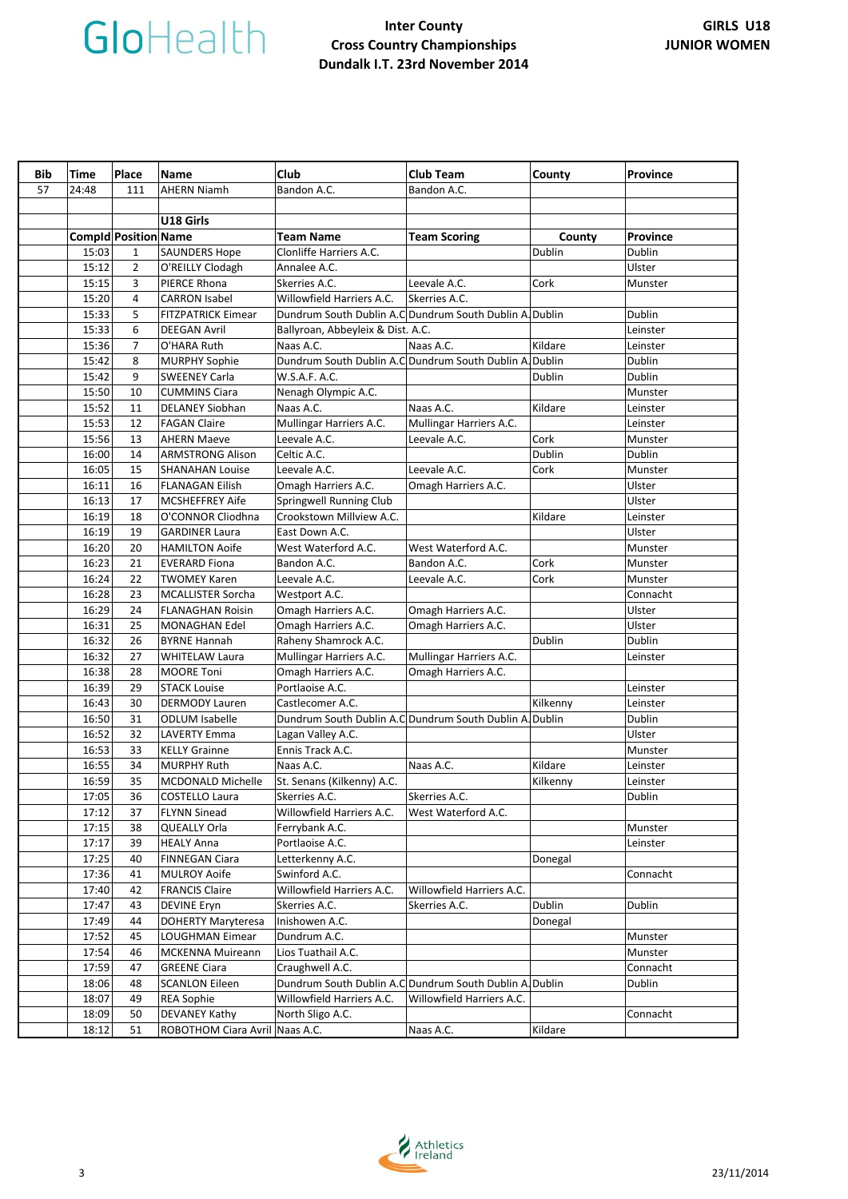GloHealth

**Inter County Cross Country Championships Dundalk I.T. 23rd November 2014**

**GIRLS U18 JUNIOR WOMEN**

| Bib | Time | Place | Name | Club | Club Team | County | Province |
|---|---|---|---|---|---|---|---|
| 57 | 24:48 | 111 | AHERN Niamh | Bandon A.C. | Bandon A.C. | | |
| | | | | | | | |
| | | | **U18 Girls** | | | | |
| | **CompId** | **Position** | **Name** | **Team Name** | **Team Scoring** | **County** | **Province** |
| | 15:03 | 1 | SAUNDERS Hope | Clonliffe Harriers A.C. | | Dublin | Dublin |
| | 15:12 | 2 | O'REILLY Clodagh | Annalee A.C. | | | Ulster |
| | 15:15 | 3 | PIERCE Rhona | Skerries A.C. | Leevale A.C. | Cork | Munster |
| | 15:20 | 4 | CARRON Isabel | Willowfield Harriers A.C. | Skerries A.C. | | |
| | 15:33 | 5 | FITZPATRICK Eimear | Dundrum South Dublin A.C | Dundrum South Dublin A. | Dublin | Dublin |
| | 15:33 | 6 | DEEGAN Avril | Ballyroan, Abbeyleix & Dist. A.C. | | | Leinster |
| | 15:36 | 7 | O'HARA Ruth | Naas A.C. | Naas A.C. | Kildare | Leinster |
| | 15:42 | 8 | MURPHY Sophie | Dundrum South Dublin A.C | Dundrum South Dublin A. | Dublin | Dublin |
| | 15:42 | 9 | SWEENEY Carla | W.S.A.F. A.C. | | Dublin | Dublin |
| | 15:50 | 10 | CUMMINS Ciara | Nenagh Olympic A.C. | | | Munster |
| | 15:52 | 11 | DELANEY Siobhan | Naas A.C. | Naas A.C. | Kildare | Leinster |
| | 15:53 | 12 | FAGAN Claire | Mullingar Harriers A.C. | Mullingar Harriers A.C. | | Leinster |
| | 15:56 | 13 | AHERN Maeve | Leevale A.C. | Leevale A.C. | Cork | Munster |
| | 16:00 | 14 | ARMSTRONG Alison | Celtic A.C. | | Dublin | Dublin |
| | 16:05 | 15 | SHANAHAN Louise | Leevale A.C. | Leevale A.C. | Cork | Munster |
| | 16:11 | 16 | FLANAGAN Eilish | Omagh Harriers A.C. | Omagh Harriers A.C. | | Ulster |
| | 16:13 | 17 | MCSHEFFREY Aife | Springwell Running Club | | | Ulster |
| | 16:19 | 18 | O'CONNOR Cliodhna | Crookstown Millview A.C. | | Kildare | Leinster |
| | 16:19 | 19 | GARDINER Laura | East Down A.C. | | | Ulster |
| | 16:20 | 20 | HAMILTON Aoife | West Waterford A.C. | West Waterford A.C. | | Munster |
| | 16:23 | 21 | EVERARD Fiona | Bandon A.C. | Bandon A.C. | Cork | Munster |
| | 16:24 | 22 | TWOMEY Karen | Leevale A.C. | Leevale A.C. | Cork | Munster |
| | 16:28 | 23 | MCALLISTER Sorcha | Westport A.C. | | | Connacht |
| | 16:29 | 24 | FLANAGHAN Roisin | Omagh Harriers A.C. | Omagh Harriers A.C. | | Ulster |
| | 16:31 | 25 | MONAGHAN Edel | Omagh Harriers A.C. | Omagh Harriers A.C. | | Ulster |
| | 16:32 | 26 | BYRNE Hannah | Raheny Shamrock A.C. | | Dublin | Dublin |
| | 16:32 | 27 | WHITELAW Laura | Mullingar Harriers A.C. | Mullingar Harriers A.C. | | Leinster |
| | 16:38 | 28 | MOORE Toni | Omagh Harriers A.C. | Omagh Harriers A.C. | | |
| | 16:39 | 29 | STACK Louise | Portlaoise A.C. | | | Leinster |
| | 16:43 | 30 | DERMODY Lauren | Castlecomer A.C. | | Kilkenny | Leinster |
| | 16:50 | 31 | ODLUM Isabelle | Dundrum South Dublin A.C | Dundrum South Dublin A. | Dublin | Dublin |
| | 16:52 | 32 | LAVERTY Emma | Lagan Valley A.C. | | | Ulster |
| | 16:53 | 33 | KELLY Grainne | Ennis Track A.C. | | | Munster |
| | 16:55 | 34 | MURPHY Ruth | Naas A.C. | Naas A.C. | Kildare | Leinster |
| | 16:59 | 35 | MCDONALD Michelle | St. Senans (Kilkenny) A.C. | | Kilkenny | Leinster |
| | 17:05 | 36 | COSTELLO Laura | Skerries A.C. | Skerries A.C. | | Dublin |
| | 17:12 | 37 | FLYNN Sinead | Willowfield Harriers A.C. | West Waterford A.C. | | |
| | 17:15 | 38 | QUEALLY Orla | Ferrybank A.C. | | | Munster |
| | 17:17 | 39 | HEALY Anna | Portlaoise A.C. | | | Leinster |
| | 17:25 | 40 | FINNEGAN Ciara | Letterkenny A.C. | | Donegal | |
| | 17:36 | 41 | MULROY Aoife | Swinford A.C. | | | Connacht |
| | 17:40 | 42 | FRANCIS Claire | Willowfield Harriers A.C. | Willowfield Harriers A.C. | | |
| | 17:47 | 43 | DEVINE Eryn | Skerries A.C. | Skerries A.C. | Dublin | Dublin |
| | 17:49 | 44 | DOHERTY Maryteresa | Inishowen A.C. | | Donegal | |
| | 17:52 | 45 | LOUGHMAN Eimear | Dundrum A.C. | | | Munster |
| | 17:54 | 46 | MCKENNA Muireann | Lios Tuathail A.C. | | | Munster |
| | 17:59 | 47 | GREENE Ciara | Craughwell A.C. | | | Connacht |
| | 18:06 | 48 | SCANLON Eileen | Dundrum South Dublin A.C | Dundrum South Dublin A. | Dublin | Dublin |
| | 18:07 | 49 | REA Sophie | Willowfield Harriers A.C. | Willowfield Harriers A.C. | | |
| | 18:09 | 50 | DEVANEY Kathy | North Sligo A.C. | | | Connacht |
| | 18:12 | 51 | ROBOTHOM Ciara Avril | Naas A.C. | Naas A.C. | Kildare | |

23/11/2014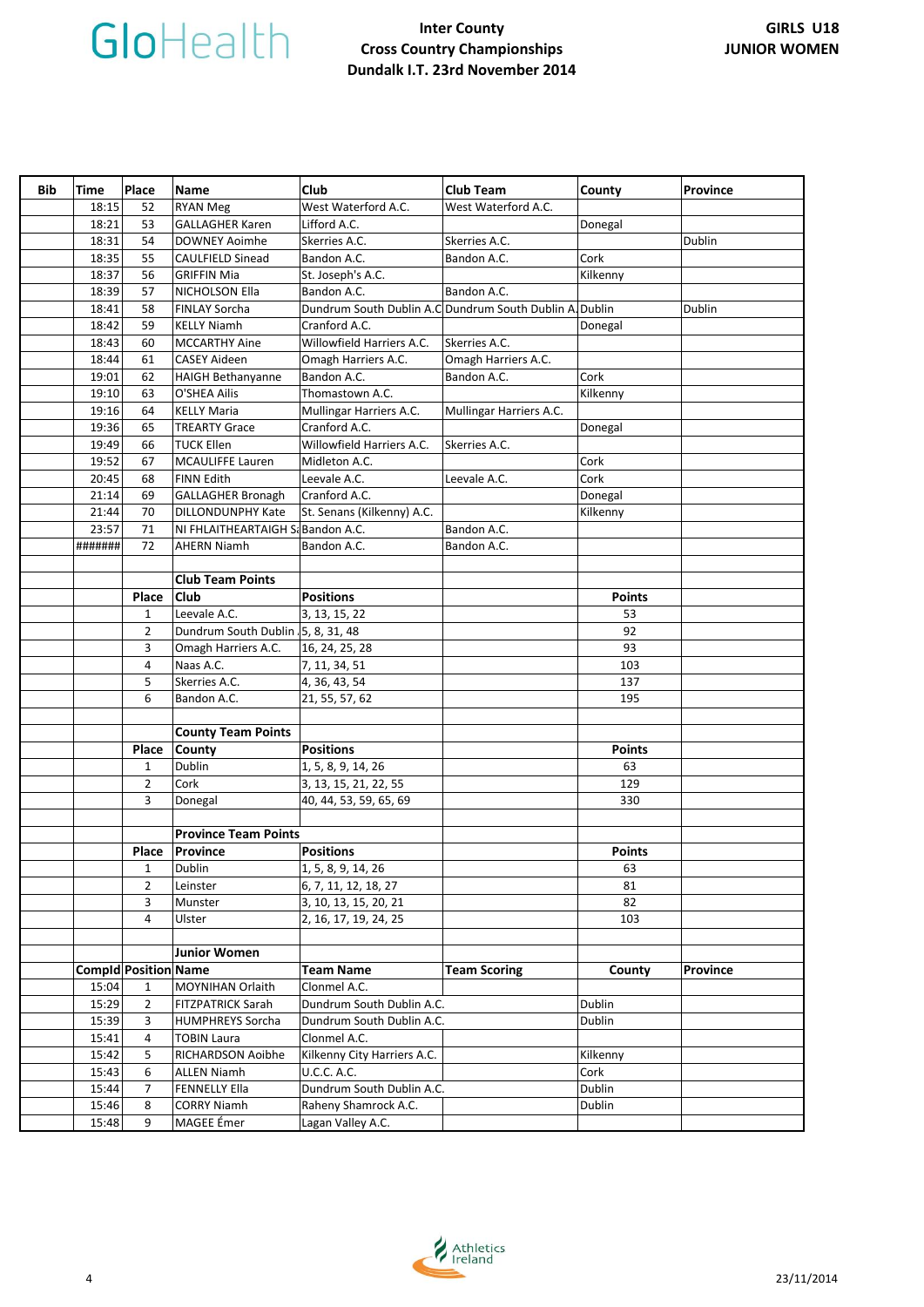# GloHealth Inter County Cross Country Championships

**Dundalk I.T. 23rd November 2014**

**GIRLS U18 JUNIOR WOMEN**

| Bib | Time | Place | Name | Club | Club Team | County | Province |
|---|---|---|---|---|---|---|---|
| | 18:15 | 52 | RYAN Meg | West Waterford A.C. | West Waterford A.C. | | |
| | 18:21 | 53 | GALLAGHER Karen | Lifford A.C. | | Donegal | |
| | 18:31 | 54 | DOWNEY Aoimhe | Skerries A.C. | Skerries A.C. | | Dublin |
| | 18:35 | 55 | CAULFIELD Sinead | Bandon A.C. | Bandon A.C. | Cork | |
| | 18:37 | 56 | GRIFFIN Mia | St. Joseph's A.C. | | Kilkenny | |
| | 18:39 | 57 | NICHOLSON Ella | Bandon A.C. | Bandon A.C. | | |
| | 18:41 | 58 | FINLAY Sorcha | Dundrum South Dublin A.C | Dundrum South Dublin A. | Dublin | Dublin |
| | 18:42 | 59 | KELLY Niamh | Cranford A.C. | | Donegal | |
| | 18:43 | 60 | MCCARTHY Aine | Willowfield Harriers A.C. | Skerries A.C. | | |
| | 18:44 | 61 | CASEY Aideen | Omagh Harriers A.C. | Omagh Harriers A.C. | | |
| | 19:01 | 62 | HAIGH Bethanyanne | Bandon A.C. | Bandon A.C. | Cork | |
| | 19:10 | 63 | O'SHEA Ailis | Thomastown A.C. | | Kilkenny | |
| | 19:16 | 64 | KELLY Maria | Mullingar Harriers A.C. | Mullingar Harriers A.C. | | |
| | 19:36 | 65 | TREARTY Grace | Cranford A.C. | | Donegal | |
| | 19:49 | 66 | TUCK Ellen | Willowfield Harriers A.C. | Skerries A.C. | | |
| | 19:52 | 67 | MCAULIFFE Lauren | Midleton A.C. | | Cork | |
| | 20:45 | 68 | FINN Edith | Leevale A.C. | Leevale A.C. | Cork | |
| | 21:14 | 69 | GALLAGHER Bronagh | Cranford A.C. | | Donegal | |
| | 21:44 | 70 | DILLONDUNPHY Kate | St. Senans (Kilkenny) A.C. | | Kilkenny | |
| | 23:57 | 71 | NI FHLAITHEARTAIGH Sa | Bandon A.C. | Bandon A.C. | | |
| | ####### | 72 | AHERN Niamh | Bandon A.C. | Bandon A.C. | | |

**Club Team Points**

| Place | Club | Positions | Points |
|---|---|---|---|
| 1 | Leevale A.C. | 3, 13, 15, 22 | 53 |
| 2 | Dundrum South Dublin | 5, 8, 31, 48 | 92 |
| 3 | Omagh Harriers A.C. | 16, 24, 25, 28 | 93 |
| 4 | Naas A.C. | 7, 11, 34, 51 | 103 |
| 5 | Skerries A.C. | 4, 36, 43, 54 | 137 |
| 6 | Bandon A.C. | 21, 55, 57, 62 | 195 |

**County Team Points**

| Place | County | Positions | Points |
|---|---|---|---|
| 1 | Dublin | 1, 5, 8, 9, 14, 26 | 63 |
| 2 | Cork | 3, 13, 15, 21, 22, 55 | 129 |
| 3 | Donegal | 40, 44, 53, 59, 65, 69 | 330 |

**Province Team Points**

| Place | Province | Positions | Points |
|---|---|---|---|
| 1 | Dublin | 1, 5, 8, 9, 14, 26 | 63 |
| 2 | Leinster | 6, 7, 11, 12, 18, 27 | 81 |
| 3 | Munster | 3, 10, 13, 15, 20, 21 | 82 |
| 4 | Ulster | 2, 16, 17, 19, 24, 25 | 103 |

**Junior Women**

| Compld | Position | Name | Team Name | Team Scoring | County | Province |
|---|---|---|---|---|---|---|
| 15:04 | 1 | MOYNIHAN Orlaith | Clonmel A.C. | | | |
| 15:29 | 2 | FITZPATRICK Sarah | Dundrum South Dublin A.C. | | Dublin | |
| 15:39 | 3 | HUMPHREYS Sorcha | Dundrum South Dublin A.C. | | Dublin | |
| 15:41 | 4 | TOBIN Laura | Clonmel A.C. | | | |
| 15:42 | 5 | RICHARDSON Aoibhe | Kilkenny City Harriers A.C. | | Kilkenny | |
| 15:43 | 6 | ALLEN Niamh | U.C.C. A.C. | | Cork | |
| 15:44 | 7 | FENNELLY Ella | Dundrum South Dublin A.C. | | Dublin | |
| 15:46 | 8 | CORRY Niamh | Raheny Shamrock A.C. | | Dublin | |
| 15:48 | 9 | MAGEE Émer | Lagan Valley A.C. | | | |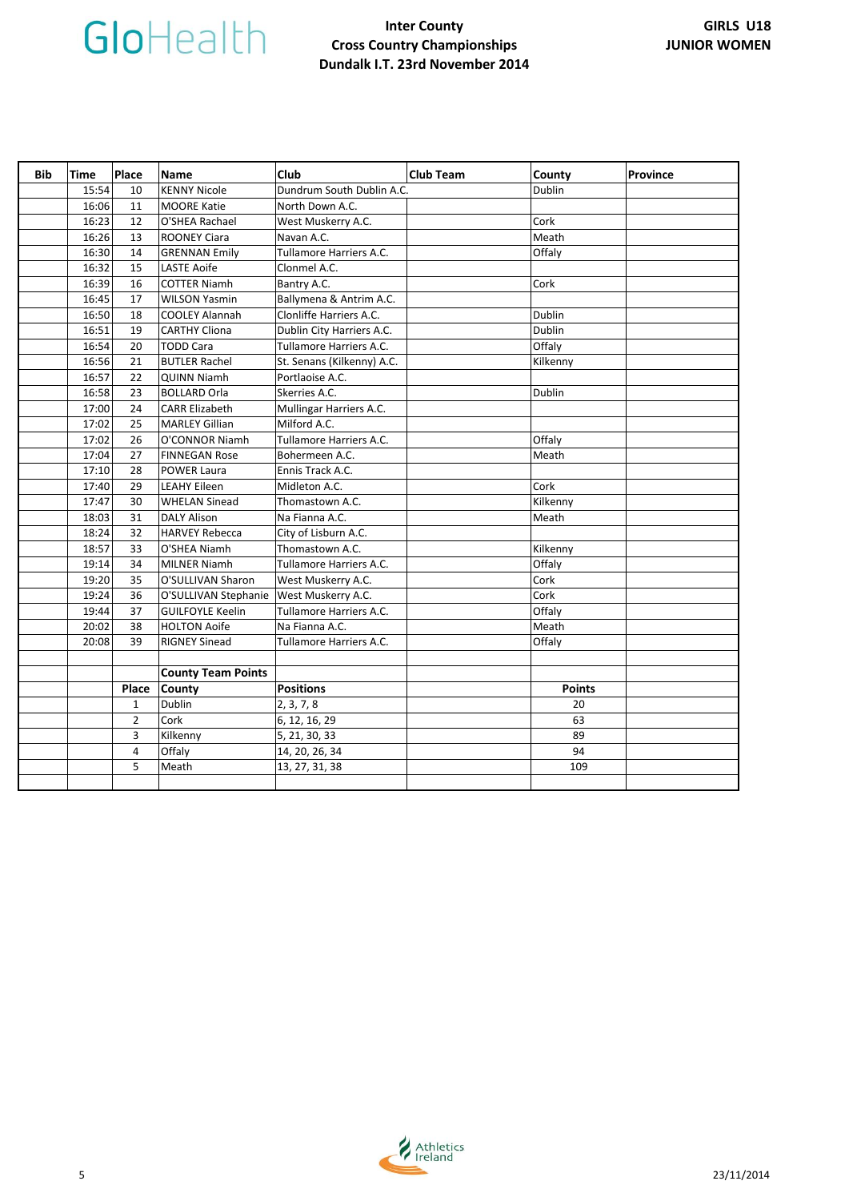GloHealth

**Inter County Cross Country Championships Dundalk I.T. 23rd November 2014**

**GIRLS U18 JUNIOR WOMEN**

| Bib | Time | Place | Name | Club | Club Team | County | Province |
|---|---|---|---|---|---|---|---|
| | 15:54 | 10 | KENNY Nicole | Dundrum South Dublin A.C. | | Dublin | |
| | 16:06 | 11 | MOORE Katie | North Down A.C. | | | |
| | 16:23 | 12 | O'SHEA Rachael | West Muskerry A.C. | | Cork | |
| | 16:26 | 13 | ROONEY Ciara | Navan A.C. | | Meath | |
| | 16:30 | 14 | GRENNAN Emily | Tullamore Harriers A.C. | | Offaly | |
| | 16:32 | 15 | LASTE Aoife | Clonmel A.C. | | | |
| | 16:39 | 16 | COTTER Niamh | Bantry A.C. | | Cork | |
| | 16:45 | 17 | WILSON Yasmin | Ballymena & Antrim A.C. | | | |
| | 16:50 | 18 | COOLEY Alannah | Clonliffe Harriers A.C. | | Dublin | |
| | 16:51 | 19 | CARTHY Cliona | Dublin City Harriers A.C. | | Dublin | |
| | 16:54 | 20 | TODD Cara | Tullamore Harriers A.C. | | Offaly | |
| | 16:56 | 21 | BUTLER Rachel | St. Senans (Kilkenny) A.C. | | Kilkenny | |
| | 16:57 | 22 | QUINN Niamh | Portlaoise A.C. | | | |
| | 16:58 | 23 | BOLLARD Orla | Skerries A.C. | | Dublin | |
| | 17:00 | 24 | CARR Elizabeth | Mullingar Harriers A.C. | | | |
| | 17:02 | 25 | MARLEY Gillian | Milford A.C. | | | |
| | 17:02 | 26 | O'CONNOR Niamh | Tullamore Harriers A.C. | | Offaly | |
| | 17:04 | 27 | FINNEGAN Rose | Bohermeen A.C. | | Meath | |
| | 17:10 | 28 | POWER Laura | Ennis Track A.C. | | | |
| | 17:40 | 29 | LEAHY Eileen | Midleton A.C. | | Cork | |
| | 17:47 | 30 | WHELAN Sinead | Thomastown A.C. | | Kilkenny | |
| | 18:03 | 31 | DALY Alison | Na Fianna A.C. | | Meath | |
| | 18:24 | 32 | HARVEY Rebecca | City of Lisburn A.C. | | | |
| | 18:57 | 33 | O'SHEA Niamh | Thomastown A.C. | | Kilkenny | |
| | 19:14 | 34 | MILNER Niamh | Tullamore Harriers A.C. | | Offaly | |
| | 19:20 | 35 | O'SULLIVAN Sharon | West Muskerry A.C. | | Cork | |
| | 19:24 | 36 | O'SULLIVAN Stephanie | West Muskerry A.C. | | Cork | |
| | 19:44 | 37 | GUILFOYLE Keelin | Tullamore Harriers A.C. | | Offaly | |
| | 20:02 | 38 | HOLTON Aoife | Na Fianna A.C. | | Meath | |
| | 20:08 | 39 | RIGNEY Sinead | Tullamore Harriers A.C. | | Offaly | |
| | | | | | | | |
| | | | **County Team Points** | | | | |
| | | **Place** | **County** | **Positions** | | **Points** | |
| | | 1 | Dublin | 2, 3, 7, 8 | | 20 | |
| | | 2 | Cork | 6, 12, 16, 29 | | 63 | |
| | | 3 | Kilkenny | 5, 21, 30, 33 | | 89 | |
| | | 4 | Offaly | 14, 20, 26, 34 | | 94 | |
| | | 5 | Meath | 13, 27, 31, 38 | | 109 | |

Athletics Ireland

23/11/2014